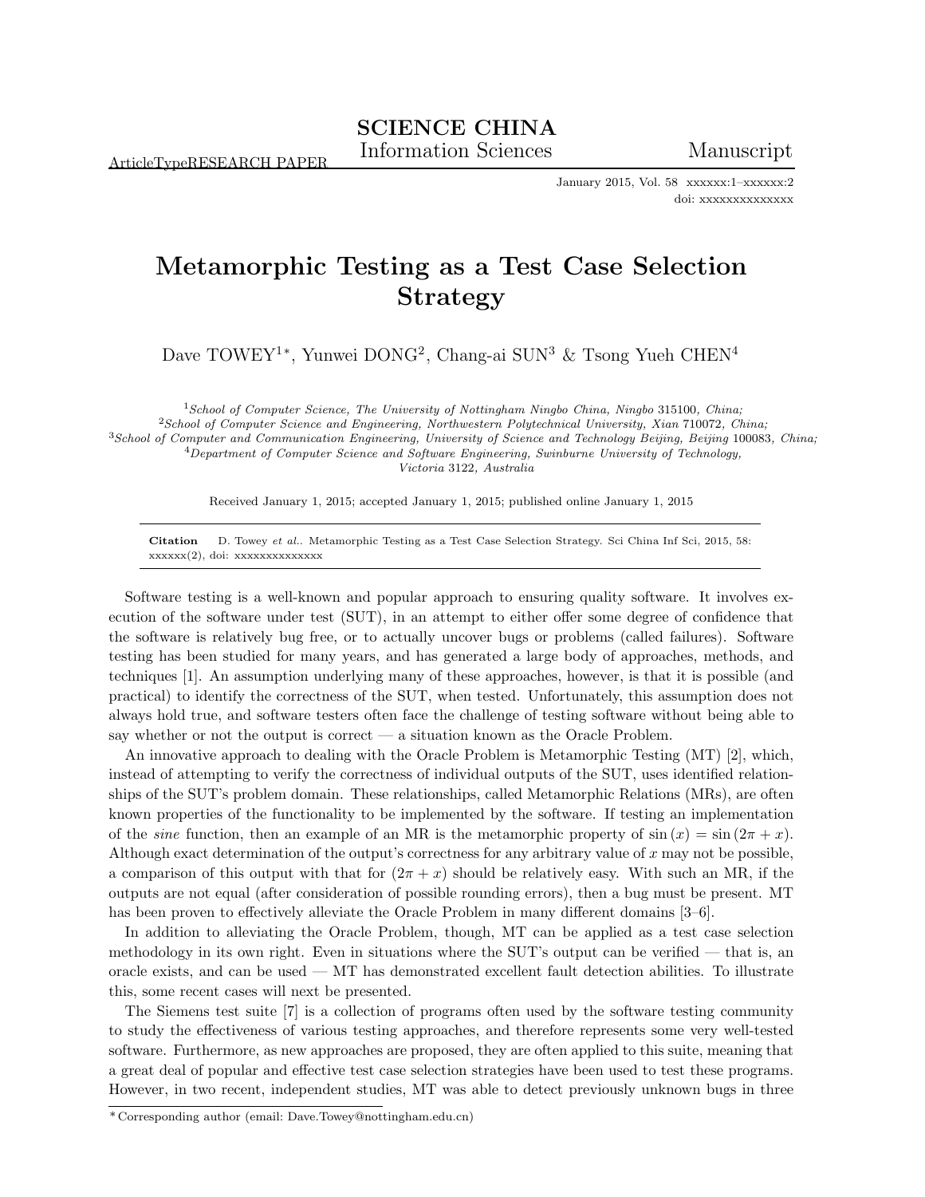# Metamorphic Testing as a Test Case Selection Strategy

Dave TOWEY[1]*, Yunwei DONG[2], Chang-ai SUN[3] & Tsong Yueh CHEN[4]

[1] *School of Computer Science, The University of Nottingham Ningbo China, Ningbo* 315100*, China;*
[2] *School of Computer Science and Engineering, Northwestern Polytechnical University, Xian* 710072*, China;*
[3] *School of Computer and Communication Engineering, University of Science and Technology Beijing, Beijing* 100083*, China;*
[4] *Department of Computer Science and Software Engineering, Swinburne University of Technology, Victoria* 3122*, Australia*

Received January 1, 2015; accepted January 1, 2015; published online January 1, 2015

**Citation** D. Towey *et al.*. Metamorphic Testing as a Test Case Selection Strategy. Sci China Inf Sci, 2015, 58: xxxxxx(2), doi: xxxxxxxxxxxxxx

Software testing is a well-known and popular approach to ensuring quality software. It involves execution of the software under test (SUT), in an attempt to either offer some degree of confidence that the software is relatively bug free, or to actually uncover bugs or problems (called failures). Software testing has been studied for many years, and has generated a large body of approaches, methods, and techniques [1]. An assumption underlying many of these approaches, however, is that it is possible (and practical) to identify the correctness of the SUT, when tested. Unfortunately, this assumption does not always hold true, and software testers often face the challenge of testing software without being able to say whether or not the output is correct — a situation known as the Oracle Problem.

An innovative approach to dealing with the Oracle Problem is Metamorphic Testing (MT) [2], which, instead of attempting to verify the correctness of individual outputs of the SUT, uses identified relationships of the SUT's problem domain. These relationships, called Metamorphic Relations (MRs), are often known properties of the functionality to be implemented by the software. If testing an implementation of the *sine* function, then an example of an MR is the metamorphic property of $\sin(x) = \sin(2\pi + x)$. Although exact determination of the output's correctness for any arbitrary value of $x$ may not be possible, a comparison of this output with that for $(2\pi + x)$ should be relatively easy. With such an MR, if the outputs are not equal (after consideration of possible rounding errors), then a bug must be present. MT has been proven to effectively alleviate the Oracle Problem in many different domains [3–6].

In addition to alleviating the Oracle Problem, though, MT can be applied as a test case selection methodology in its own right. Even in situations where the SUT's output can be verified — that is, an oracle exists, and can be used — MT has demonstrated excellent fault detection abilities. To illustrate this, some recent cases will next be presented.

The Siemens test suite [7] is a collection of programs often used by the software testing community to study the effectiveness of various testing approaches, and therefore represents some very well-tested software. Furthermore, as new approaches are proposed, they are often applied to this suite, meaning that a great deal of popular and effective test case selection strategies have been used to test these programs. However, in two recent, independent studies, MT was able to detect previously unknown bugs in three

*Corresponding author (email: Dave.Towey@nottingham.edu.cn)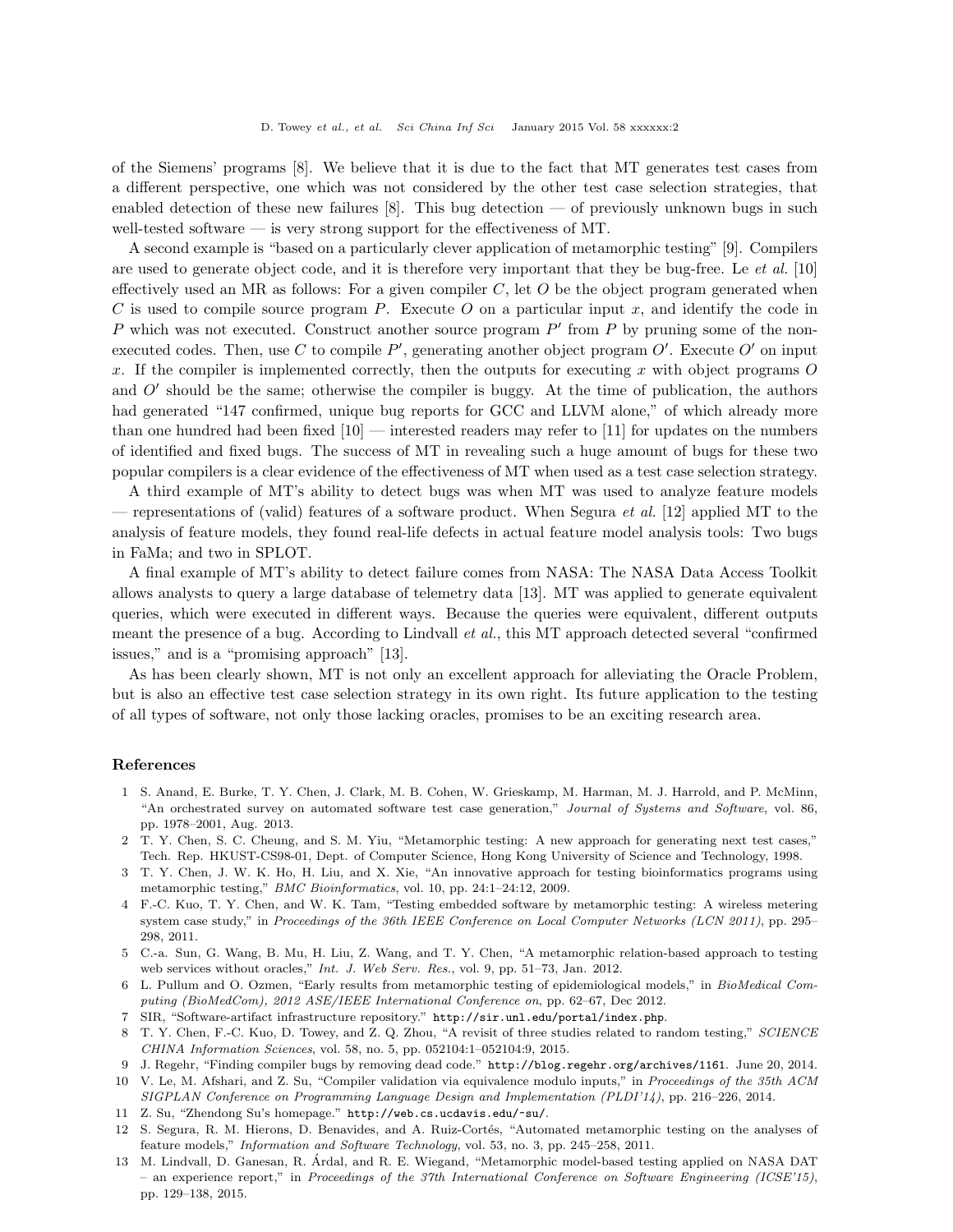of the Siemens' programs [8]. We believe that it is due to the fact that MT generates test cases from a different perspective, one which was not considered by the other test case selection strategies, that enabled detection of these new failures [8]. This bug detection — of previously unknown bugs in such well-tested software — is very strong support for the effectiveness of MT.

A second example is "based on a particularly clever application of metamorphic testing" [9]. Compilers are used to generate object code, and it is therefore very important that they be bug-free. Le *et al.* [10] effectively used an MR as follows: For a given compiler $C$, let $O$ be the object program generated when $C$ is used to compile source program $P$. Execute $O$ on a particular input $x$, and identify the code in $P$ which was not executed. Construct another source program $P'$ from $P$ by pruning some of the non-executed codes. Then, use $C$ to compile $P'$, generating another object program $O'$. Execute $O'$ on input $x$. If the compiler is implemented correctly, then the outputs for executing $x$ with object programs $O$ and $O'$ should be the same; otherwise the compiler is buggy. At the time of publication, the authors had generated "147 confirmed, unique bug reports for GCC and LLVM alone," of which already more than one hundred had been fixed [10] — interested readers may refer to [11] for updates on the numbers of identified and fixed bugs. The success of MT in revealing such a huge amount of bugs for these two popular compilers is a clear evidence of the effectiveness of MT when used as a test case selection strategy.

A third example of MT's ability to detect bugs was when MT was used to analyze feature models — representations of (valid) features of a software product. When Segura *et al.* [12] applied MT to the analysis of feature models, they found real-life defects in actual feature model analysis tools: Two bugs in FaMa; and two in SPLOT.

A final example of MT's ability to detect failure comes from NASA: The NASA Data Access Toolkit allows analysts to query a large database of telemetry data [13]. MT was applied to generate equivalent queries, which were executed in different ways. Because the queries were equivalent, different outputs meant the presence of a bug. According to Lindvall *et al.*, this MT approach detected several "confirmed issues," and is a "promising approach" [13].

As has been clearly shown, MT is not only an excellent approach for alleviating the Oracle Problem, but is also an effective test case selection strategy in its own right. Its future application to the testing of all types of software, not only those lacking oracles, promises to be an exciting research area.

## References

1 S. Anand, E. Burke, T. Y. Chen, J. Clark, M. B. Cohen, W. Grieskamp, M. Harman, M. J. Harrold, and P. McMinn, "An orchestrated survey on automated software test case generation," *Journal of Systems and Software*, vol. 86, pp. 1978–2001, Aug. 2013.

2 T. Y. Chen, S. C. Cheung, and S. M. Yiu, "Metamorphic testing: A new approach for generating next test cases," Tech. Rep. HKUST-CS98-01, Dept. of Computer Science, Hong Kong University of Science and Technology, 1998.

3 T. Y. Chen, J. W. K. Ho, H. Liu, and X. Xie, "An innovative approach for testing bioinformatics programs using metamorphic testing," *BMC Bioinformatics*, vol. 10, pp. 24:1–24:12, 2009.

4 F.-C. Kuo, T. Y. Chen, and W. K. Tam, "Testing embedded software by metamorphic testing: A wireless metering system case study," in *Proceedings of the 36th IEEE Conference on Local Computer Networks (LCN 2011)*, pp. 295–298, 2011.

5 C.-a. Sun, G. Wang, B. Mu, H. Liu, Z. Wang, and T. Y. Chen, "A metamorphic relation-based approach to testing web services without oracles," *Int. J. Web Serv. Res.*, vol. 9, pp. 51–73, Jan. 2012.

6 L. Pullum and O. Ozmen, "Early results from metamorphic testing of epidemiological models," in *BioMedical Computing (BioMedCom), 2012 ASE/IEEE International Conference on*, pp. 62–67, Dec 2012.

7 SIR, "Software-artifact infrastructure repository." `http://sir.unl.edu/portal/index.php`.

8 T. Y. Chen, F.-C. Kuo, D. Towey, and Z. Q. Zhou, "A revisit of three studies related to random testing," *SCIENCE CHINA Information Sciences*, vol. 58, no. 5, pp. 052104:1–052104:9, 2015.

9 J. Regehr, "Finding compiler bugs by removing dead code." `http://blog.regehr.org/archives/1161`. June 20, 2014.

10 V. Le, M. Afshari, and Z. Su, "Compiler validation via equivalence modulo inputs," in *Proceedings of the 35th ACM SIGPLAN Conference on Programming Language Design and Implementation (PLDI'14)*, pp. 216–226, 2014.

11 Z. Su, "Zhendong Su's homepage." `http://web.cs.ucdavis.edu/~su/`.

12 S. Segura, R. M. Hierons, D. Benavides, and A. Ruiz-Cortés, "Automated metamorphic testing on the analyses of feature models," *Information and Software Technology*, vol. 53, no. 3, pp. 245–258, 2011.

13 M. Lindvall, D. Ganesan, R. Árdal, and R. E. Wiegand, "Metamorphic model-based testing applied on NASA DAT – an experience report," in *Proceedings of the 37th International Conference on Software Engineering (ICSE'15)*, pp. 129–138, 2015.